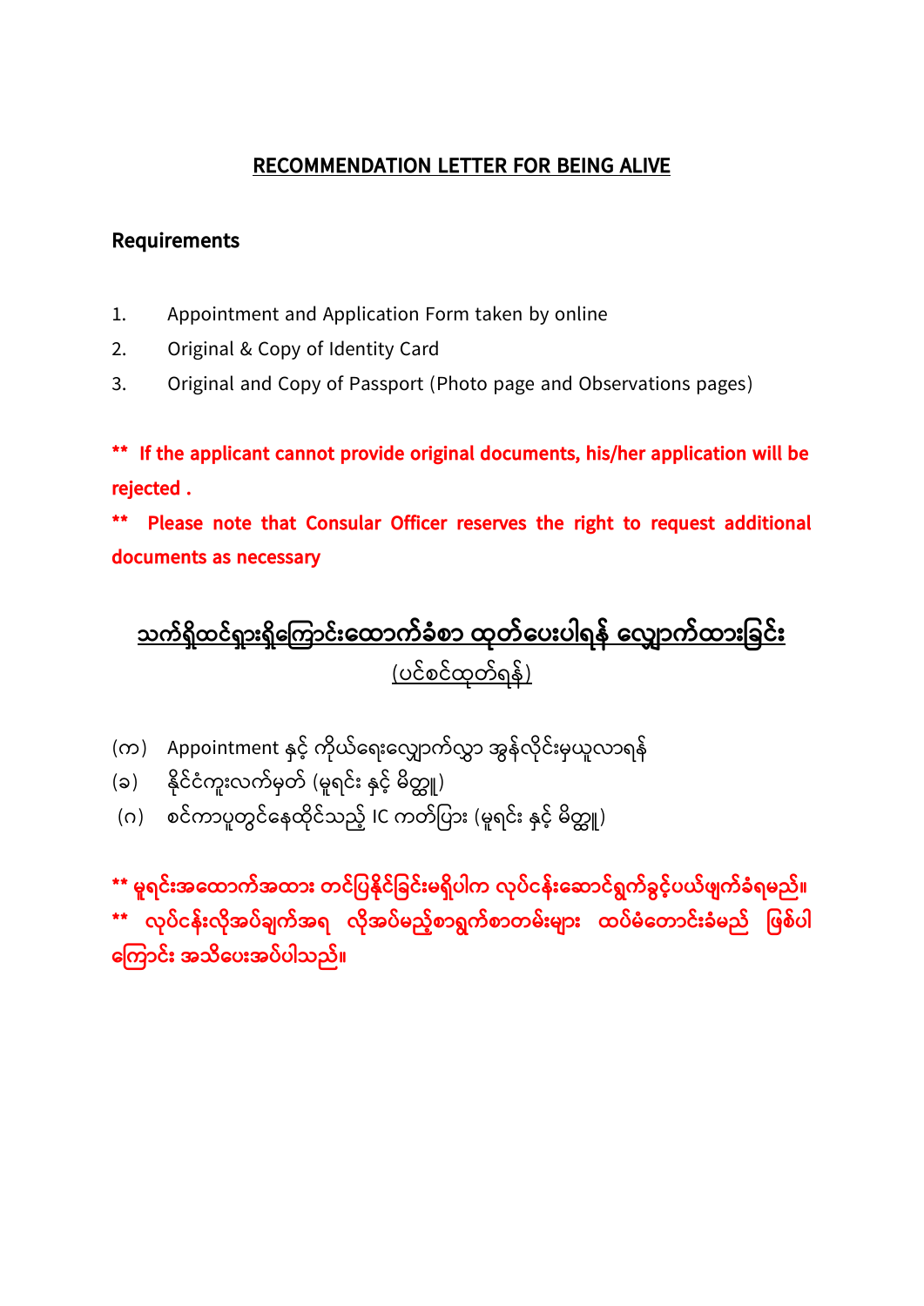# RECOMMENDATION LETTER FOR BEING ALIVE

**Requirements**

1. Appointment and Application Form taken by online
2. Original & Copy of Identity Card
3. Original and Copy of Passport (Photo page and Observations pages)

**\*\* If the applicant cannot provide original documents, his/her application will be rejected .**

**\*\* Please note that Consular Officer reserves the right to request additional documents as necessary**

## သက်ရှိထင်ရှားရှိကြောင်းထောက်ခံစာ ထုတ်ပေးပါရန် လျှောက်ထားခြင်း

(ပင်စင်ထုတ်ရန်)

(က) Appointment နှင့် ကိုယ်ရေးလျှောက်လွှာ အွန်လိုင်းမှယူလာရန်
(ခ) နိုင်ငံကူးလက်မှတ် (မူရင်း နှင့် မိတ္တူ)
(ဂ) စင်ကာပူတွင်နေထိုင်သည့် IC ကတ်ပြား (မူရင်း နှင့် မိတ္တူ)

**\*\* မူရင်းအထောက်အထား တင်ပြနိုင်ခြင်းမရှိပါက လုပ်ငန်းဆောင်ရွက်ခွင့်ပယ်ဖျက်ခံရမည်။**

**\*\* လုပ်ငန်းလိုအပ်ချက်အရ လိုအပ်မည့်စာရွက်စာတမ်းများ ထပ်မံတောင်းခံမည် ဖြစ်ပါကြောင်း အသိပေးအပ်ပါသည်။**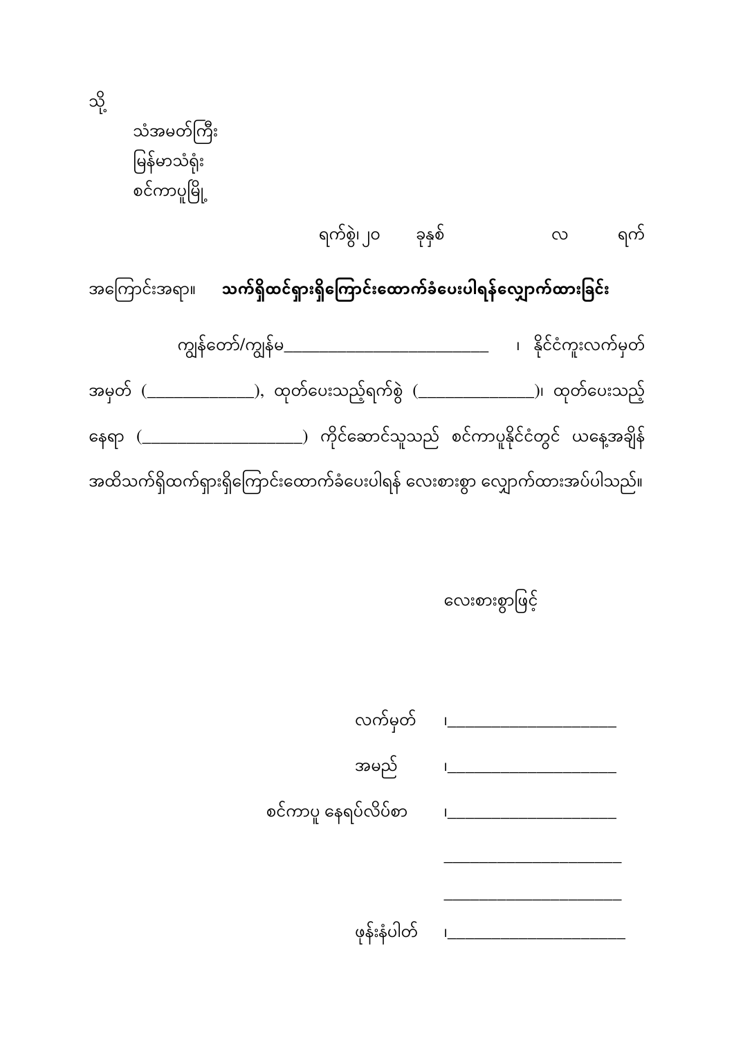သို့

သံအမတ်ကြီး

မြန်မာသံရုံး

စင်ကာပူမြို့

ရက်စွဲ၊ ၂၀ ခုနှစ် လ ရက်

အကြောင်းအရာ။ **သက်ရှိထင်ရှားရှိကြောင်းထောက်ခံပေးပါရန်လျှောက်ထားခြင်း**

ကျွန်တော်/ကျွန်မ__________________________ ၊ နိုင်ငံကူးလက်မှတ် အမှတ် (______________), ထုတ်ပေးသည့်ရက်စွဲ (_______________)၊ ထုတ်ပေးသည့် နေရာ (_____________________) ကိုင်ဆောင်သူသည် စင်ကာပူနိုင်ငံတွင် ယနေ့အချိန် အထိသက်ရှိထက်ရှားရှိကြောင်းထောက်ခံပေးပါရန် လေးစားစွာ လျှောက်ထားအပ်ပါသည်။

လေးစားစွာဖြင့်

လက်မှတ် ၊______________________

အမည် ၊______________________

စင်ကာပူ နေရပ်လိပ်စာ ၊______________________

______________________

______________________

ဖုန်းနံပါတ် ၊______________________